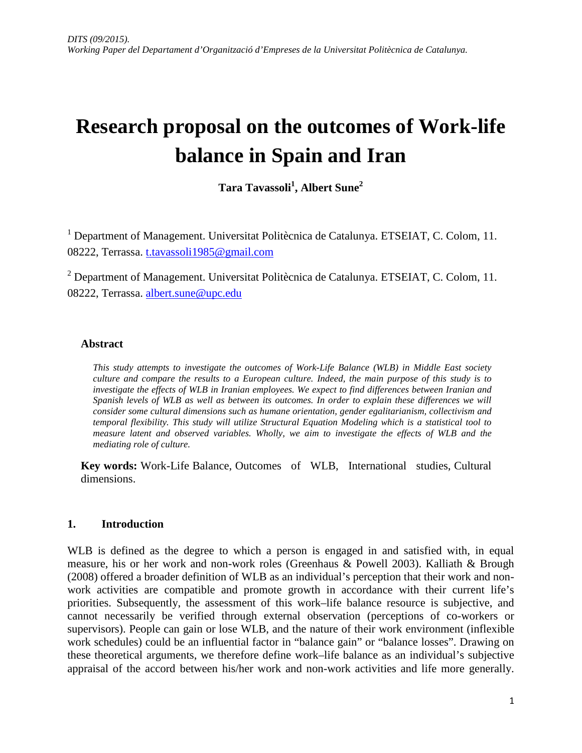*DITS (09/2015).*
*Working Paper del Departament d'Organització d'Empreses de la Universitat Politècnica de Catalunya.*

# Research proposal on the outcomes of Work-life balance in Spain and Iran

**Tara Tavassoli[1], Albert Sune[2]**

[1] Department of Management. Universitat Politècnica de Catalunya. ETSEIAT, C. Colom, 11. 08222, Terrassa. t.tavassoli1985@gmail.com

[2] Department of Management. Universitat Politècnica de Catalunya. ETSEIAT, C. Colom, 11. 08222, Terrassa. albert.sune@upc.edu

### Abstract

*This study attempts to investigate the outcomes of Work-Life Balance (WLB) in Middle East society culture and compare the results to a European culture. Indeed, the main purpose of this study is to investigate the effects of WLB in Iranian employees. We expect to find differences between Iranian and Spanish levels of WLB as well as between its outcomes. In order to explain these differences we will consider some cultural dimensions such as humane orientation, gender egalitarianism, collectivism and temporal flexibility. This study will utilize Structural Equation Modeling which is a statistical tool to measure latent and observed variables. Wholly, we aim to investigate the effects of WLB and the mediating role of culture.*

**Key words:** Work-Life Balance, Outcomes of WLB, International studies, Cultural dimensions.

## 1. Introduction

WLB is defined as the degree to which a person is engaged in and satisfied with, in equal measure, his or her work and non-work roles (Greenhaus & Powell 2003). Kalliath & Brough (2008) offered a broader definition of WLB as an individual's perception that their work and non-work activities are compatible and promote growth in accordance with their current life's priorities. Subsequently, the assessment of this work–life balance resource is subjective, and cannot necessarily be verified through external observation (perceptions of co-workers or supervisors). People can gain or lose WLB, and the nature of their work environment (inflexible work schedules) could be an influential factor in "balance gain" or "balance losses". Drawing on these theoretical arguments, we therefore define work–life balance as an individual's subjective appraisal of the accord between his/her work and non-work activities and life more generally.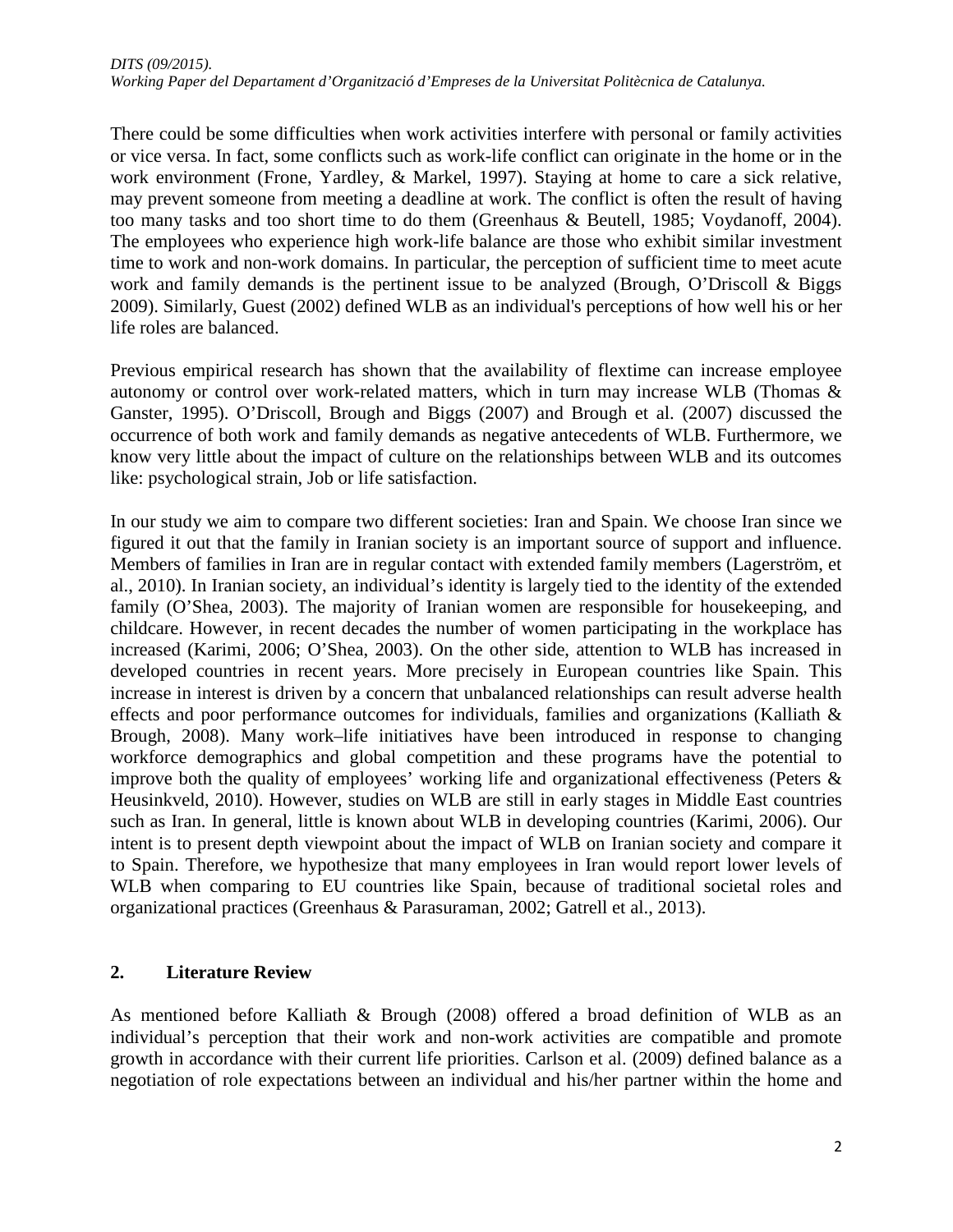There could be some difficulties when work activities interfere with personal or family activities or vice versa. In fact, some conflicts such as work-life conflict can originate in the home or in the work environment (Frone, Yardley, & Markel, 1997). Staying at home to care a sick relative, may prevent someone from meeting a deadline at work. The conflict is often the result of having too many tasks and too short time to do them (Greenhaus & Beutell, 1985; Voydanoff, 2004). The employees who experience high work-life balance are those who exhibit similar investment time to work and non-work domains. In particular, the perception of sufficient time to meet acute work and family demands is the pertinent issue to be analyzed (Brough, O'Driscoll & Biggs 2009). Similarly, Guest (2002) defined WLB as an individual's perceptions of how well his or her life roles are balanced.

Previous empirical research has shown that the availability of flextime can increase employee autonomy or control over work-related matters, which in turn may increase WLB (Thomas & Ganster, 1995). O'Driscoll, Brough and Biggs (2007) and Brough et al. (2007) discussed the occurrence of both work and family demands as negative antecedents of WLB. Furthermore, we know very little about the impact of culture on the relationships between WLB and its outcomes like: psychological strain, Job or life satisfaction.

In our study we aim to compare two different societies: Iran and Spain. We choose Iran since we figured it out that the family in Iranian society is an important source of support and influence. Members of families in Iran are in regular contact with extended family members (Lagerström, et al., 2010). In Iranian society, an individual's identity is largely tied to the identity of the extended family (O'Shea, 2003). The majority of Iranian women are responsible for housekeeping, and childcare. However, in recent decades the number of women participating in the workplace has increased (Karimi, 2006; O'Shea, 2003). On the other side, attention to WLB has increased in developed countries in recent years. More precisely in European countries like Spain. This increase in interest is driven by a concern that unbalanced relationships can result adverse health effects and poor performance outcomes for individuals, families and organizations (Kalliath & Brough, 2008). Many work–life initiatives have been introduced in response to changing workforce demographics and global competition and these programs have the potential to improve both the quality of employees' working life and organizational effectiveness (Peters & Heusinkveld, 2010). However, studies on WLB are still in early stages in Middle East countries such as Iran. In general, little is known about WLB in developing countries (Karimi, 2006). Our intent is to present depth viewpoint about the impact of WLB on Iranian society and compare it to Spain. Therefore, we hypothesize that many employees in Iran would report lower levels of WLB when comparing to EU countries like Spain, because of traditional societal roles and organizational practices (Greenhaus & Parasuraman, 2002; Gatrell et al., 2013).

## 2. Literature Review

As mentioned before Kalliath & Brough (2008) offered a broad definition of WLB as an individual's perception that their work and non-work activities are compatible and promote growth in accordance with their current life priorities. Carlson et al. (2009) defined balance as a negotiation of role expectations between an individual and his/her partner within the home and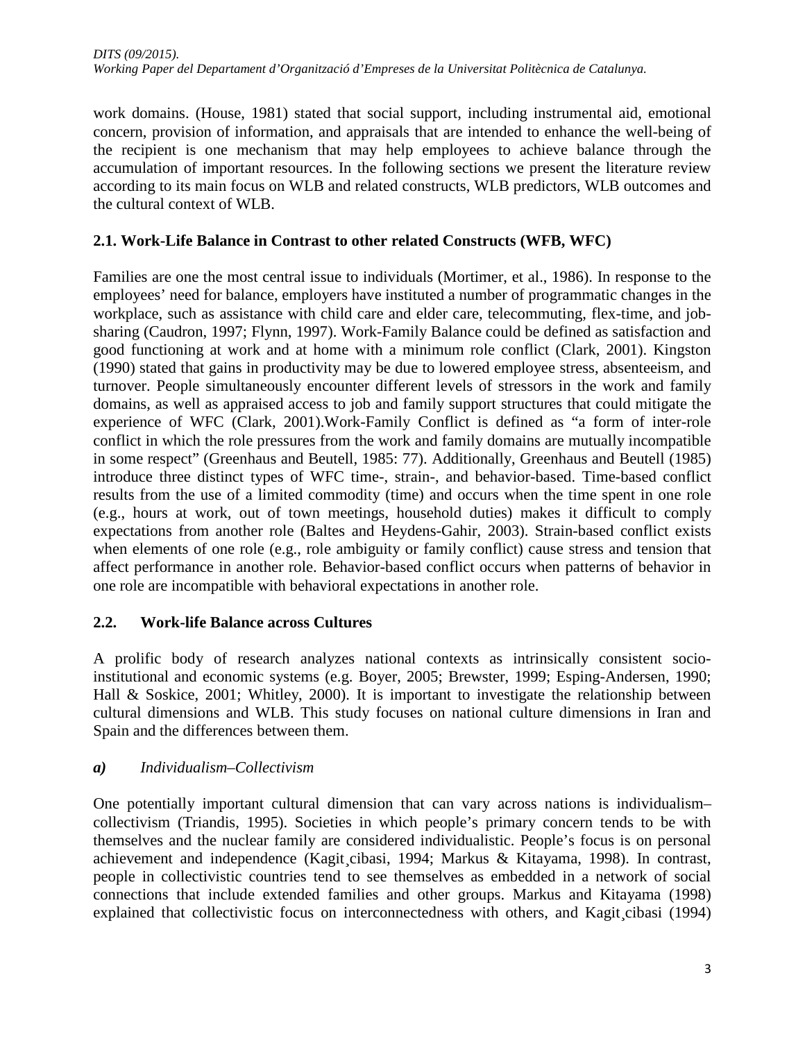work domains. (House, 1981) stated that social support, including instrumental aid, emotional concern, provision of information, and appraisals that are intended to enhance the well-being of the recipient is one mechanism that may help employees to achieve balance through the accumulation of important resources. In the following sections we present the literature review according to its main focus on WLB and related constructs, WLB predictors, WLB outcomes and the cultural context of WLB.

## 2.1. Work-Life Balance in Contrast to other related Constructs (WFB, WFC)

Families are one the most central issue to individuals (Mortimer, et al., 1986). In response to the employees' need for balance, employers have instituted a number of programmatic changes in the workplace, such as assistance with child care and elder care, telecommuting, flex-time, and job-sharing (Caudron, 1997; Flynn, 1997). Work-Family Balance could be defined as satisfaction and good functioning at work and at home with a minimum role conflict (Clark, 2001). Kingston (1990) stated that gains in productivity may be due to lowered employee stress, absenteeism, and turnover. People simultaneously encounter different levels of stressors in the work and family domains, as well as appraised access to job and family support structures that could mitigate the experience of WFC (Clark, 2001).Work-Family Conflict is defined as "a form of inter-role conflict in which the role pressures from the work and family domains are mutually incompatible in some respect" (Greenhaus and Beutell, 1985: 77). Additionally, Greenhaus and Beutell (1985) introduce three distinct types of WFC time-, strain-, and behavior-based. Time-based conflict results from the use of a limited commodity (time) and occurs when the time spent in one role (e.g., hours at work, out of town meetings, household duties) makes it difficult to comply expectations from another role (Baltes and Heydens-Gahir, 2003). Strain-based conflict exists when elements of one role (e.g., role ambiguity or family conflict) cause stress and tension that affect performance in another role. Behavior-based conflict occurs when patterns of behavior in one role are incompatible with behavioral expectations in another role.

## 2.2. Work-life Balance across Cultures

A prolific body of research analyzes national contexts as intrinsically consistent socio-institutional and economic systems (e.g. Boyer, 2005; Brewster, 1999; Esping-Andersen, 1990; Hall & Soskice, 2001; Whitley, 2000). It is important to investigate the relationship between cultural dimensions and WLB. This study focuses on national culture dimensions in Iran and Spain and the differences between them.

### ***a)*** *Individualism–Collectivism*

One potentially important cultural dimension that can vary across nations is individualism–collectivism (Triandis, 1995). Societies in which people's primary concern tends to be with themselves and the nuclear family are considered individualistic. People's focus is on personal achievement and independence (Kagit¸cibasi, 1994; Markus & Kitayama, 1998). In contrast, people in collectivistic countries tend to see themselves as embedded in a network of social connections that include extended families and other groups. Markus and Kitayama (1998) explained that collectivistic focus on interconnectedness with others, and Kagit¸cibasi (1994)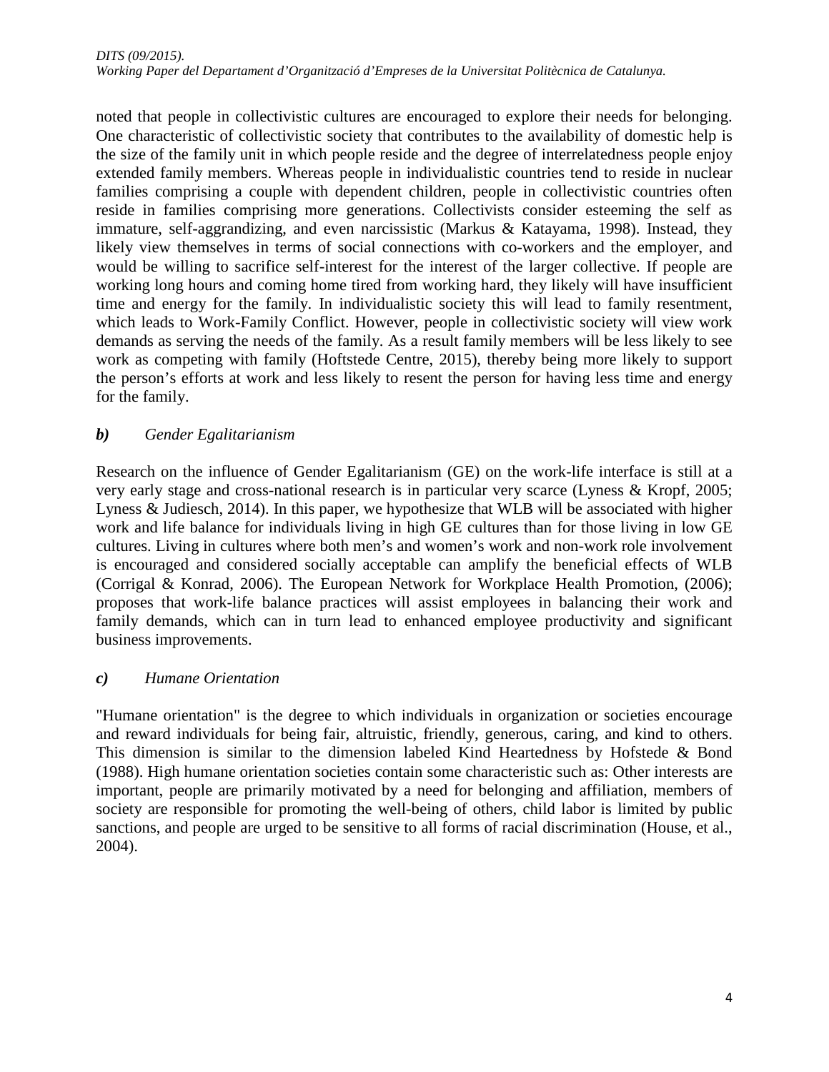noted that people in collectivistic cultures are encouraged to explore their needs for belonging. One characteristic of collectivistic society that contributes to the availability of domestic help is the size of the family unit in which people reside and the degree of interrelatedness people enjoy extended family members. Whereas people in individualistic countries tend to reside in nuclear families comprising a couple with dependent children, people in collectivistic countries often reside in families comprising more generations. Collectivists consider esteeming the self as immature, self-aggrandizing, and even narcissistic (Markus & Katayama, 1998). Instead, they likely view themselves in terms of social connections with co-workers and the employer, and would be willing to sacrifice self-interest for the interest of the larger collective. If people are working long hours and coming home tired from working hard, they likely will have insufficient time and energy for the family. In individualistic society this will lead to family resentment, which leads to Work-Family Conflict. However, people in collectivistic society will view work demands as serving the needs of the family. As a result family members will be less likely to see work as competing with family (Hoftstede Centre, 2015), thereby being more likely to support the person's efforts at work and less likely to resent the person for having less time and energy for the family.

### *b) Gender Egalitarianism*

Research on the influence of Gender Egalitarianism (GE) on the work-life interface is still at a very early stage and cross-national research is in particular very scarce (Lyness & Kropf, 2005; Lyness & Judiesch, 2014). In this paper, we hypothesize that WLB will be associated with higher work and life balance for individuals living in high GE cultures than for those living in low GE cultures. Living in cultures where both men's and women's work and non-work role involvement is encouraged and considered socially acceptable can amplify the beneficial effects of WLB (Corrigal & Konrad, 2006). The European Network for Workplace Health Promotion, (2006); proposes that work-life balance practices will assist employees in balancing their work and family demands, which can in turn lead to enhanced employee productivity and significant business improvements.

### *c) Humane Orientation*

"Humane orientation" is the degree to which individuals in organization or societies encourage and reward individuals for being fair, altruistic, friendly, generous, caring, and kind to others. This dimension is similar to the dimension labeled Kind Heartedness by Hofstede & Bond (1988). High humane orientation societies contain some characteristic such as: Other interests are important, people are primarily motivated by a need for belonging and affiliation, members of society are responsible for promoting the well-being of others, child labor is limited by public sanctions, and people are urged to be sensitive to all forms of racial discrimination (House, et al., 2004).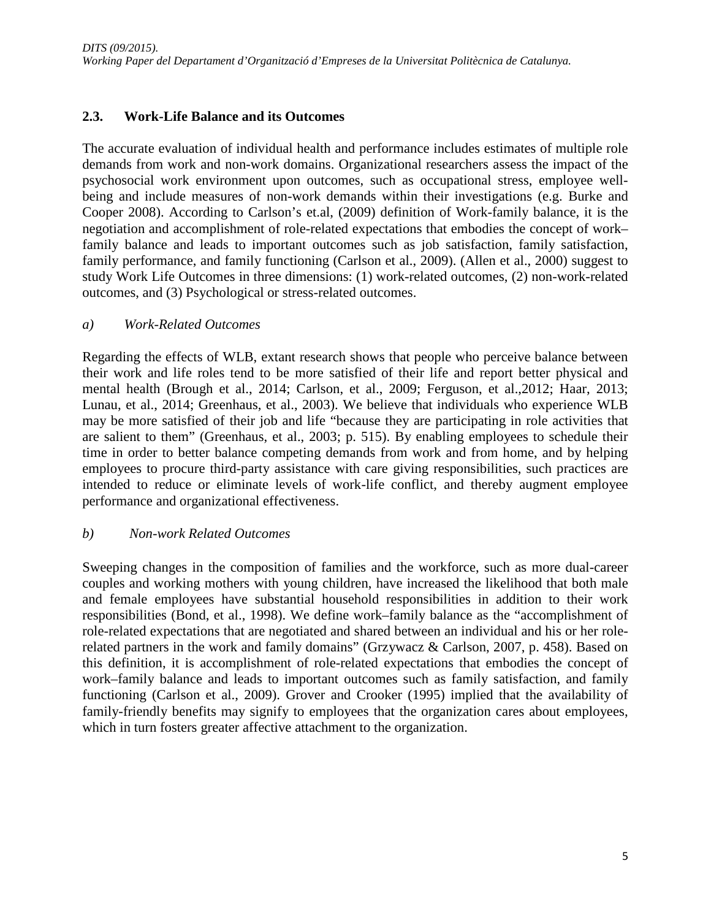## 2.3. Work-Life Balance and its Outcomes

The accurate evaluation of individual health and performance includes estimates of multiple role demands from work and non-work domains. Organizational researchers assess the impact of the psychosocial work environment upon outcomes, such as occupational stress, employee well-being and include measures of non-work demands within their investigations (e.g. Burke and Cooper 2008). According to Carlson's et.al, (2009) definition of Work-family balance, it is the negotiation and accomplishment of role-related expectations that embodies the concept of work–family balance and leads to important outcomes such as job satisfaction, family satisfaction, family performance, and family functioning (Carlson et al., 2009). (Allen et al., 2000) suggest to study Work Life Outcomes in three dimensions: (1) work-related outcomes, (2) non-work-related outcomes, and (3) Psychological or stress-related outcomes.

*a) Work-Related Outcomes*

Regarding the effects of WLB, extant research shows that people who perceive balance between their work and life roles tend to be more satisfied of their life and report better physical and mental health (Brough et al., 2014; Carlson, et al., 2009; Ferguson, et al.,2012; Haar, 2013; Lunau, et al., 2014; Greenhaus, et al., 2003). We believe that individuals who experience WLB may be more satisfied of their job and life "because they are participating in role activities that are salient to them" (Greenhaus, et al., 2003; p. 515). By enabling employees to schedule their time in order to better balance competing demands from work and from home, and by helping employees to procure third-party assistance with care giving responsibilities, such practices are intended to reduce or eliminate levels of work-life conflict, and thereby augment employee performance and organizational effectiveness.

*b) Non-work Related Outcomes*

Sweeping changes in the composition of families and the workforce, such as more dual-career couples and working mothers with young children, have increased the likelihood that both male and female employees have substantial household responsibilities in addition to their work responsibilities (Bond, et al., 1998). We define work–family balance as the "accomplishment of role-related expectations that are negotiated and shared between an individual and his or her role-related partners in the work and family domains" (Grzywacz & Carlson, 2007, p. 458). Based on this definition, it is accomplishment of role-related expectations that embodies the concept of work–family balance and leads to important outcomes such as family satisfaction, and family functioning (Carlson et al., 2009). Grover and Crooker (1995) implied that the availability of family-friendly benefits may signify to employees that the organization cares about employees, which in turn fosters greater affective attachment to the organization.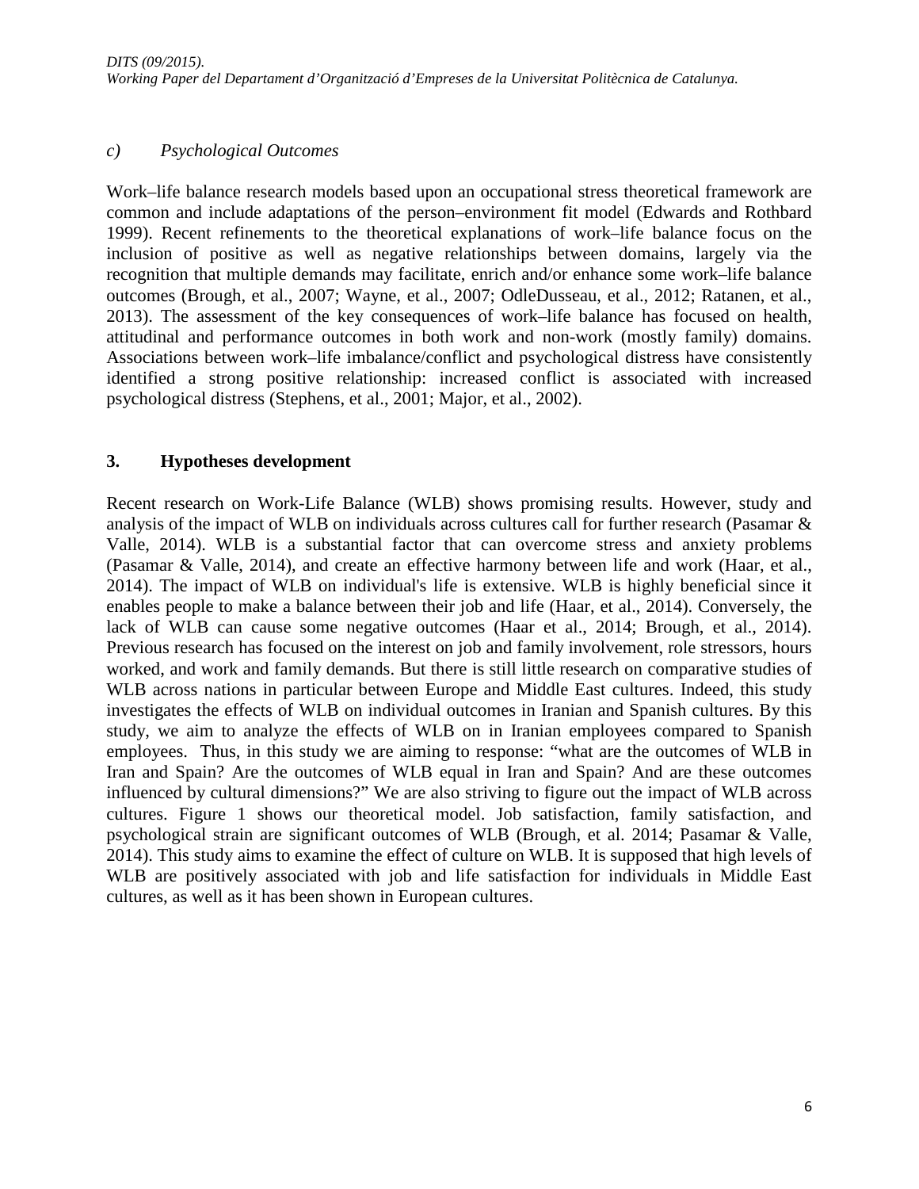*c) Psychological Outcomes*

Work–life balance research models based upon an occupational stress theoretical framework are common and include adaptations of the person–environment fit model (Edwards and Rothbard 1999). Recent refinements to the theoretical explanations of work–life balance focus on the inclusion of positive as well as negative relationships between domains, largely via the recognition that multiple demands may facilitate, enrich and/or enhance some work–life balance outcomes (Brough, et al., 2007; Wayne, et al., 2007; OdleDusseau, et al., 2012; Ratanen, et al., 2013). The assessment of the key consequences of work–life balance has focused on health, attitudinal and performance outcomes in both work and non-work (mostly family) domains. Associations between work–life imbalance/conflict and psychological distress have consistently identified a strong positive relationship: increased conflict is associated with increased psychological distress (Stephens, et al., 2001; Major, et al., 2002).

## 3. Hypotheses development

Recent research on Work-Life Balance (WLB) shows promising results. However, study and analysis of the impact of WLB on individuals across cultures call for further research (Pasamar & Valle, 2014). WLB is a substantial factor that can overcome stress and anxiety problems (Pasamar & Valle, 2014), and create an effective harmony between life and work (Haar, et al., 2014). The impact of WLB on individual's life is extensive. WLB is highly beneficial since it enables people to make a balance between their job and life (Haar, et al., 2014). Conversely, the lack of WLB can cause some negative outcomes (Haar et al., 2014; Brough, et al., 2014). Previous research has focused on the interest on job and family involvement, role stressors, hours worked, and work and family demands. But there is still little research on comparative studies of WLB across nations in particular between Europe and Middle East cultures. Indeed, this study investigates the effects of WLB on individual outcomes in Iranian and Spanish cultures. By this study, we aim to analyze the effects of WLB on in Iranian employees compared to Spanish employees. Thus, in this study we are aiming to response: "what are the outcomes of WLB in Iran and Spain? Are the outcomes of WLB equal in Iran and Spain? And are these outcomes influenced by cultural dimensions?" We are also striving to figure out the impact of WLB across cultures. Figure 1 shows our theoretical model. Job satisfaction, family satisfaction, and psychological strain are significant outcomes of WLB (Brough, et al. 2014; Pasamar & Valle, 2014). This study aims to examine the effect of culture on WLB. It is supposed that high levels of WLB are positively associated with job and life satisfaction for individuals in Middle East cultures, as well as it has been shown in European cultures.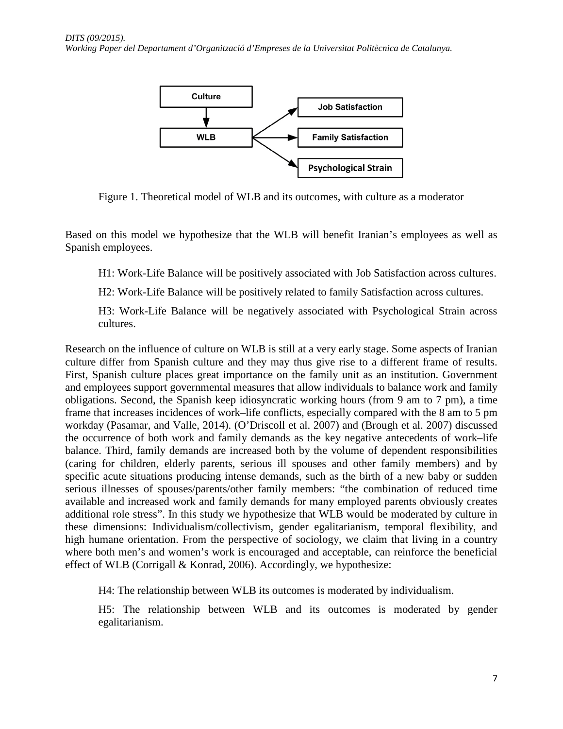Figure 1. Theoretical model of WLB and its outcomes, with culture as a moderator

Based on this model we hypothesize that the WLB will benefit Iranian's employees as well as Spanish employees.

> H1: Work-Life Balance will be positively associated with Job Satisfaction across cultures.
>
> H2: Work-Life Balance will be positively related to family Satisfaction across cultures.
>
> H3: Work-Life Balance will be negatively associated with Psychological Strain across cultures.

Research on the influence of culture on WLB is still at a very early stage. Some aspects of Iranian culture differ from Spanish culture and they may thus give rise to a different frame of results. First, Spanish culture places great importance on the family unit as an institution. Government and employees support governmental measures that allow individuals to balance work and family obligations. Second, the Spanish keep idiosyncratic working hours (from 9 am to 7 pm), a time frame that increases incidences of work–life conflicts, especially compared with the 8 am to 5 pm workday (Pasamar, and Valle, 2014). (O'Driscoll et al. 2007) and (Brough et al. 2007) discussed the occurrence of both work and family demands as the key negative antecedents of work–life balance. Third, family demands are increased both by the volume of dependent responsibilities (caring for children, elderly parents, serious ill spouses and other family members) and by specific acute situations producing intense demands, such as the birth of a new baby or sudden serious illnesses of spouses/parents/other family members: "the combination of reduced time available and increased work and family demands for many employed parents obviously creates additional role stress". In this study we hypothesize that WLB would be moderated by culture in these dimensions: Individualism/collectivism, gender egalitarianism, temporal flexibility, and high humane orientation. From the perspective of sociology, we claim that living in a country where both men's and women's work is encouraged and acceptable, can reinforce the beneficial effect of WLB (Corrigall & Konrad, 2006). Accordingly, we hypothesize:

> H4: The relationship between WLB its outcomes is moderated by individualism.
>
> H5: The relationship between WLB and its outcomes is moderated by gender egalitarianism.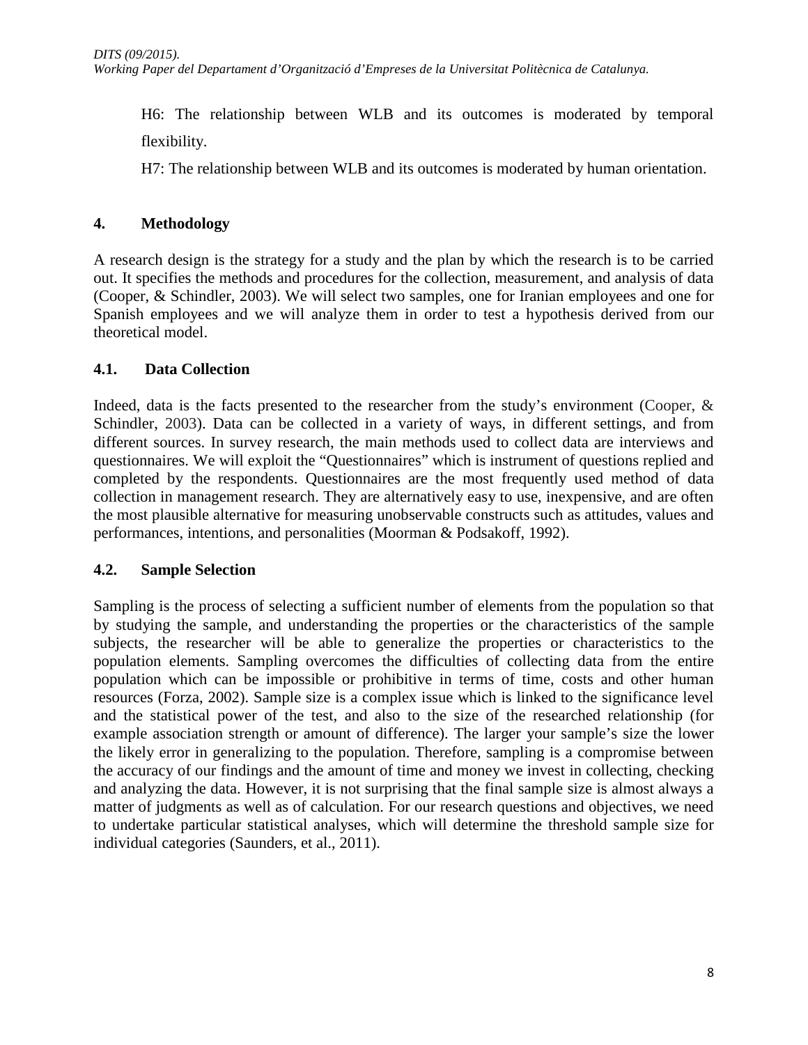H6: The relationship between WLB and its outcomes is moderated by temporal flexibility.

H7: The relationship between WLB and its outcomes is moderated by human orientation.

## 4. Methodology

A research design is the strategy for a study and the plan by which the research is to be carried out. It specifies the methods and procedures for the collection, measurement, and analysis of data (Cooper, & Schindler, 2003). We will select two samples, one for Iranian employees and one for Spanish employees and we will analyze them in order to test a hypothesis derived from our theoretical model.

### 4.1. Data Collection

Indeed, data is the facts presented to the researcher from the study's environment (Cooper, & Schindler, 2003). Data can be collected in a variety of ways, in different settings, and from different sources. In survey research, the main methods used to collect data are interviews and questionnaires. We will exploit the "Questionnaires" which is instrument of questions replied and completed by the respondents. Questionnaires are the most frequently used method of data collection in management research. They are alternatively easy to use, inexpensive, and are often the most plausible alternative for measuring unobservable constructs such as attitudes, values and performances, intentions, and personalities (Moorman & Podsakoff, 1992).

### 4.2. Sample Selection

Sampling is the process of selecting a sufficient number of elements from the population so that by studying the sample, and understanding the properties or the characteristics of the sample subjects, the researcher will be able to generalize the properties or characteristics to the population elements. Sampling overcomes the difficulties of collecting data from the entire population which can be impossible or prohibitive in terms of time, costs and other human resources (Forza, 2002). Sample size is a complex issue which is linked to the significance level and the statistical power of the test, and also to the size of the researched relationship (for example association strength or amount of difference). The larger your sample's size the lower the likely error in generalizing to the population. Therefore, sampling is a compromise between the accuracy of our findings and the amount of time and money we invest in collecting, checking and analyzing the data. However, it is not surprising that the final sample size is almost always a matter of judgments as well as of calculation. For our research questions and objectives, we need to undertake particular statistical analyses, which will determine the threshold sample size for individual categories (Saunders, et al., 2011).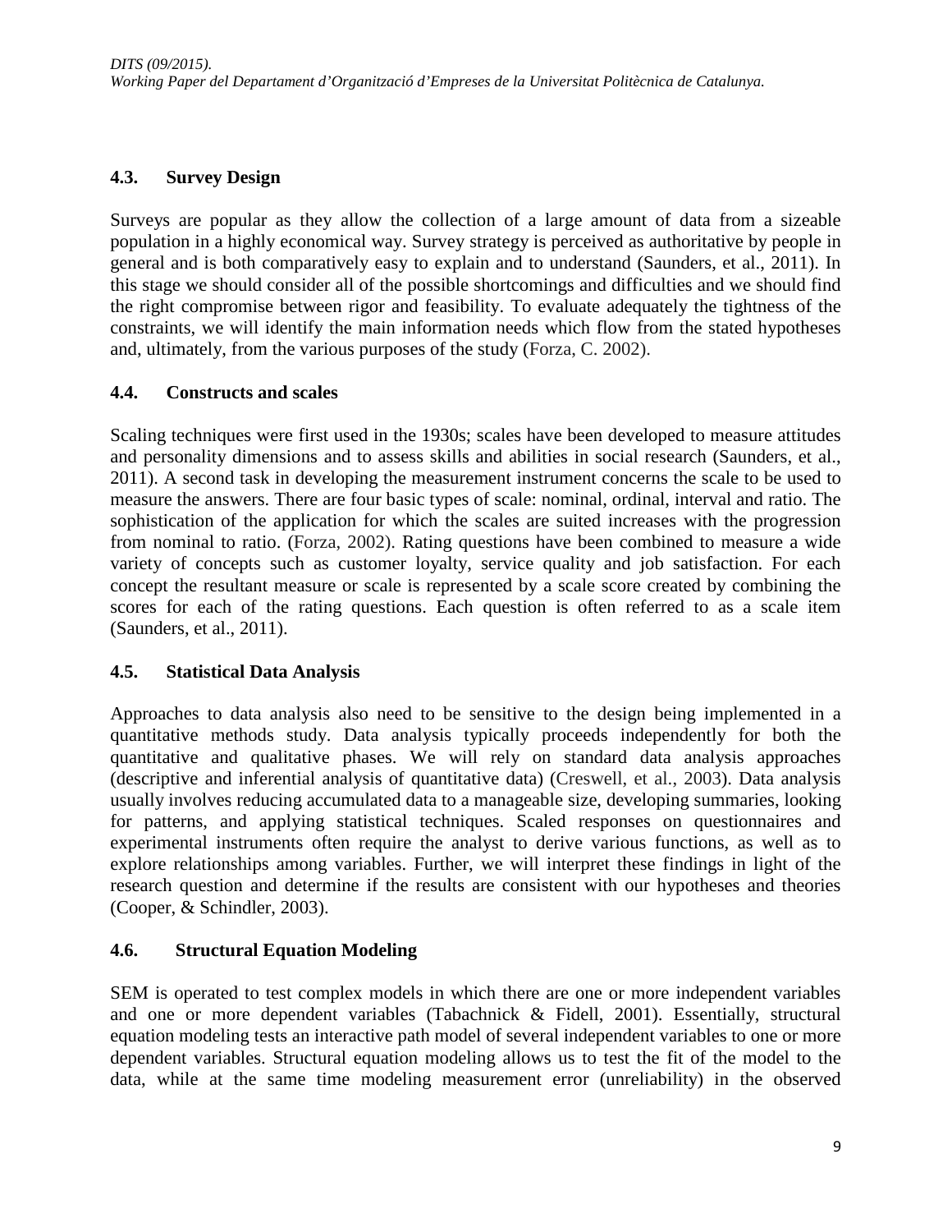## 4.3. Survey Design

Surveys are popular as they allow the collection of a large amount of data from a sizeable population in a highly economical way. Survey strategy is perceived as authoritative by people in general and is both comparatively easy to explain and to understand (Saunders, et al., 2011). In this stage we should consider all of the possible shortcomings and difficulties and we should find the right compromise between rigor and feasibility. To evaluate adequately the tightness of the constraints, we will identify the main information needs which flow from the stated hypotheses and, ultimately, from the various purposes of the study (Forza, C. 2002).

## 4.4. Constructs and scales

Scaling techniques were first used in the 1930s; scales have been developed to measure attitudes and personality dimensions and to assess skills and abilities in social research (Saunders, et al., 2011). A second task in developing the measurement instrument concerns the scale to be used to measure the answers. There are four basic types of scale: nominal, ordinal, interval and ratio. The sophistication of the application for which the scales are suited increases with the progression from nominal to ratio. (Forza, 2002). Rating questions have been combined to measure a wide variety of concepts such as customer loyalty, service quality and job satisfaction. For each concept the resultant measure or scale is represented by a scale score created by combining the scores for each of the rating questions. Each question is often referred to as a scale item (Saunders, et al., 2011).

## 4.5. Statistical Data Analysis

Approaches to data analysis also need to be sensitive to the design being implemented in a quantitative methods study. Data analysis typically proceeds independently for both the quantitative and qualitative phases. We will rely on standard data analysis approaches (descriptive and inferential analysis of quantitative data) (Creswell, et al., 2003). Data analysis usually involves reducing accumulated data to a manageable size, developing summaries, looking for patterns, and applying statistical techniques. Scaled responses on questionnaires and experimental instruments often require the analyst to derive various functions, as well as to explore relationships among variables. Further, we will interpret these findings in light of the research question and determine if the results are consistent with our hypotheses and theories (Cooper, & Schindler, 2003).

## 4.6. Structural Equation Modeling

SEM is operated to test complex models in which there are one or more independent variables and one or more dependent variables (Tabachnick & Fidell, 2001). Essentially, structural equation modeling tests an interactive path model of several independent variables to one or more dependent variables. Structural equation modeling allows us to test the fit of the model to the data, while at the same time modeling measurement error (unreliability) in the observed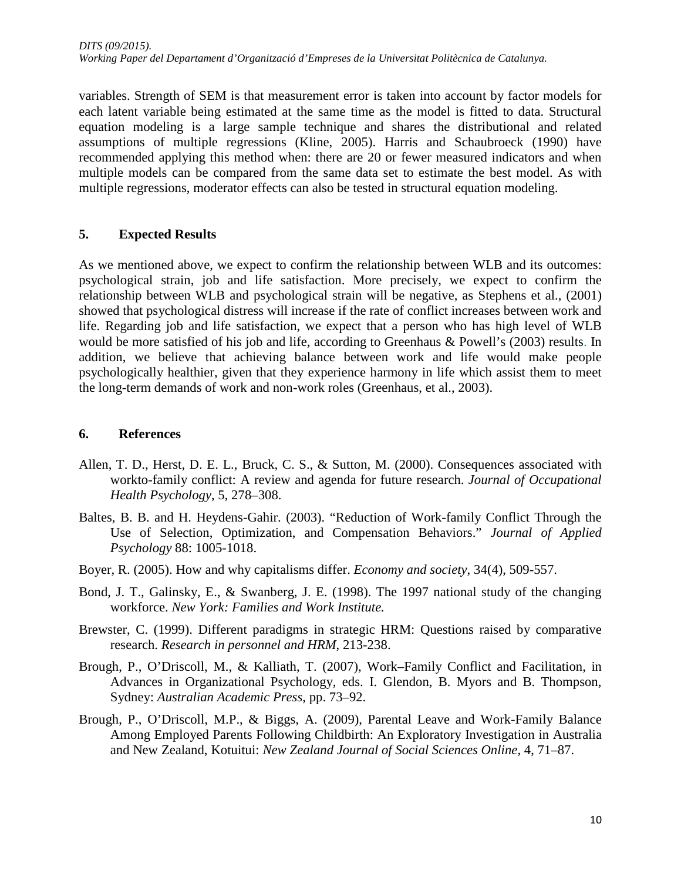variables. Strength of SEM is that measurement error is taken into account by factor models for each latent variable being estimated at the same time as the model is fitted to data. Structural equation modeling is a large sample technique and shares the distributional and related assumptions of multiple regressions (Kline, 2005). Harris and Schaubroeck (1990) have recommended applying this method when: there are 20 or fewer measured indicators and when multiple models can be compared from the same data set to estimate the best model. As with multiple regressions, moderator effects can also be tested in structural equation modeling.

## 5. Expected Results

As we mentioned above, we expect to confirm the relationship between WLB and its outcomes: psychological strain, job and life satisfaction. More precisely, we expect to confirm the relationship between WLB and psychological strain will be negative, as Stephens et al., (2001) showed that psychological distress will increase if the rate of conflict increases between work and life. Regarding job and life satisfaction, we expect that a person who has high level of WLB would be more satisfied of his job and life, according to Greenhaus & Powell's (2003) results. In addition, we believe that achieving balance between work and life would make people psychologically healthier, given that they experience harmony in life which assist them to meet the long-term demands of work and non-work roles (Greenhaus, et al., 2003).

## 6. References

Allen, T. D., Herst, D. E. L., Bruck, C. S., & Sutton, M. (2000). Consequences associated with workto-family conflict: A review and agenda for future research. *Journal of Occupational Health Psychology*, 5, 278–308.

Baltes, B. B. and H. Heydens-Gahir. (2003). "Reduction of Work-family Conflict Through the Use of Selection, Optimization, and Compensation Behaviors." *Journal of Applied Psychology* 88: 1005-1018.

Boyer, R. (2005). How and why capitalisms differ. *Economy and society*, 34(4), 509-557.

Bond, J. T., Galinsky, E., & Swanberg, J. E. (1998). The 1997 national study of the changing workforce. *New York: Families and Work Institute.*

Brewster, C. (1999). Different paradigms in strategic HRM: Questions raised by comparative research. *Research in personnel and HRM*, 213-238.

Brough, P., O'Driscoll, M., & Kalliath, T. (2007), Work–Family Conflict and Facilitation, in Advances in Organizational Psychology, eds. I. Glendon, B. Myors and B. Thompson, Sydney: *Australian Academic Press*, pp. 73–92.

Brough, P., O'Driscoll, M.P., & Biggs, A. (2009), Parental Leave and Work-Family Balance Among Employed Parents Following Childbirth: An Exploratory Investigation in Australia and New Zealand, Kotuitui: *New Zealand Journal of Social Sciences Online*, 4, 71–87.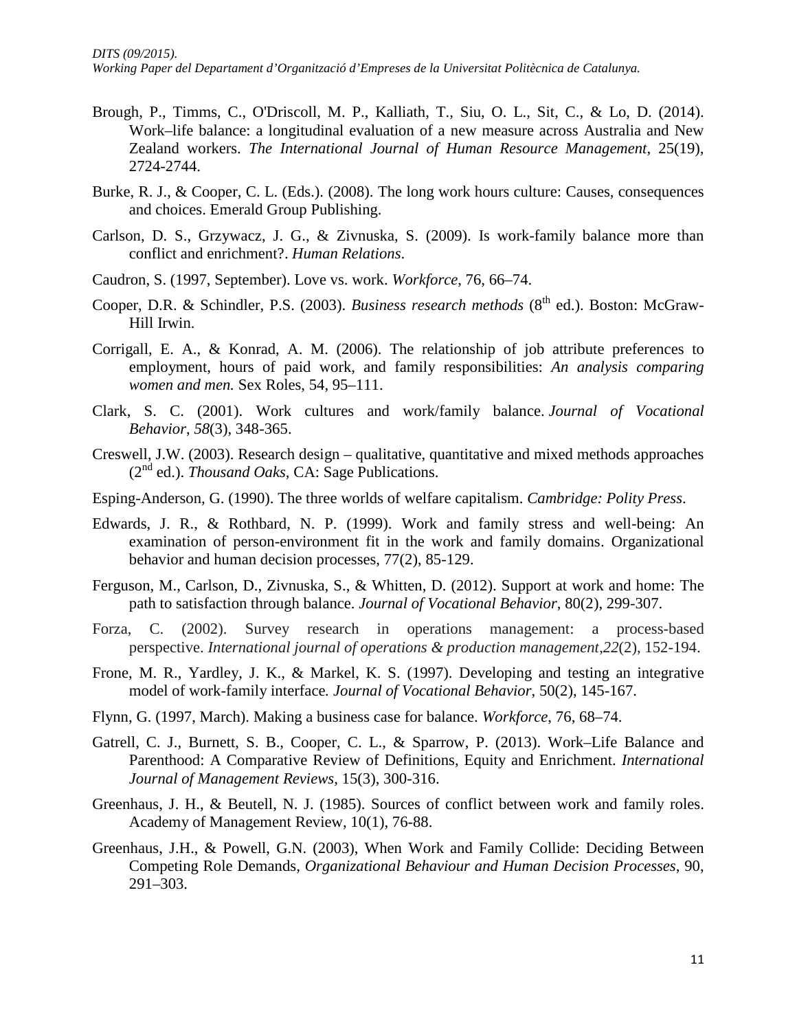Brough, P., Timms, C., O'Driscoll, M. P., Kalliath, T., Siu, O. L., Sit, C., & Lo, D. (2014). Work–life balance: a longitudinal evaluation of a new measure across Australia and New Zealand workers. *The International Journal of Human Resource Management*, 25(19), 2724-2744.

Burke, R. J., & Cooper, C. L. (Eds.). (2008). The long work hours culture: Causes, consequences and choices. Emerald Group Publishing.

Carlson, D. S., Grzywacz, J. G., & Zivnuska, S. (2009). Is work-family balance more than conflict and enrichment?. *Human Relations*.

Caudron, S. (1997, September). Love vs. work. *Workforce*, 76, 66–74.

Cooper, D.R. & Schindler, P.S. (2003). *Business research methods* (8th ed.). Boston: McGraw-Hill Irwin.

Corrigall, E. A., & Konrad, A. M. (2006). The relationship of job attribute preferences to employment, hours of paid work, and family responsibilities: *An analysis comparing women and men.* Sex Roles, 54, 95–111.

Clark, S. C. (2001). Work cultures and work/family balance. *Journal of Vocational Behavior*, *58*(3), 348-365.

Creswell, J.W. (2003). Research design – qualitative, quantitative and mixed methods approaches (2nd ed.). *Thousand Oaks*, CA: Sage Publications.

Esping-Anderson, G. (1990). The three worlds of welfare capitalism. *Cambridge: Polity Press*.

Edwards, J. R., & Rothbard, N. P. (1999). Work and family stress and well-being: An examination of person-environment fit in the work and family domains. Organizational behavior and human decision processes, 77(2), 85-129.

Ferguson, M., Carlson, D., Zivnuska, S., & Whitten, D. (2012). Support at work and home: The path to satisfaction through balance. *Journal of Vocational Behavior*, 80(2), 299-307.

Forza, C. (2002). Survey research in operations management: a process-based perspective. *International journal of operations & production management*,*22*(2), 152-194.

Frone, M. R., Yardley, J. K., & Markel, K. S. (1997). Developing and testing an integrative model of work-family interface*. Journal of Vocational Behavior*, 50(2), 145-167.

Flynn, G. (1997, March). Making a business case for balance. *Workforce*, 76, 68–74.

Gatrell, C. J., Burnett, S. B., Cooper, C. L., & Sparrow, P. (2013). Work–Life Balance and Parenthood: A Comparative Review of Definitions, Equity and Enrichment. *International Journal of Management Reviews*, 15(3), 300-316.

Greenhaus, J. H., & Beutell, N. J. (1985). Sources of conflict between work and family roles. Academy of Management Review, 10(1), 76-88.

Greenhaus, J.H., & Powell, G.N. (2003), When Work and Family Collide: Deciding Between Competing Role Demands, *Organizational Behaviour and Human Decision Processes*, 90, 291–303.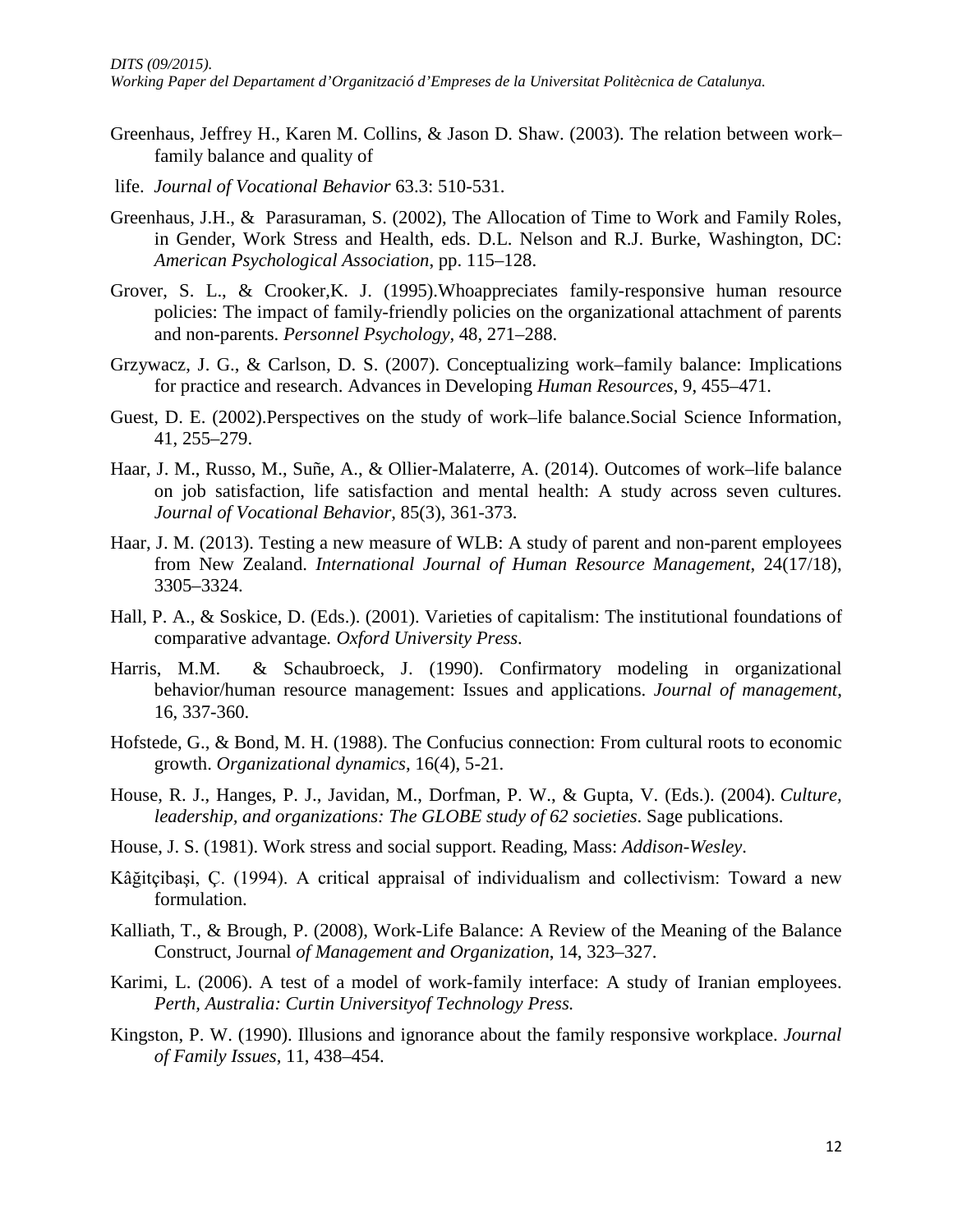Greenhaus, Jeffrey H., Karen M. Collins, & Jason D. Shaw. (2003). The relation between work–family balance and quality of

life. *Journal of Vocational Behavior* 63.3: 510-531.

Greenhaus, J.H., & Parasuraman, S. (2002), The Allocation of Time to Work and Family Roles, in Gender, Work Stress and Health, eds. D.L. Nelson and R.J. Burke, Washington, DC: *American Psychological Association*, pp. 115–128.

Grover, S. L., & Crooker,K. J. (1995).Whoappreciates family-responsive human resource policies: The impact of family-friendly policies on the organizational attachment of parents and non-parents. *Personnel Psychology*, 48, 271–288.

Grzywacz, J. G., & Carlson, D. S. (2007). Conceptualizing work–family balance: Implications for practice and research. Advances in Developing *Human Resources*, 9, 455–471.

Guest, D. E. (2002).Perspectives on the study of work–life balance.Social Science Information, 41, 255–279.

Haar, J. M., Russo, M., Suñe, A., & Ollier-Malaterre, A. (2014). Outcomes of work–life balance on job satisfaction, life satisfaction and mental health: A study across seven cultures. *Journal of Vocational Behavior*, 85(3), 361-373.

Haar, J. M. (2013). Testing a new measure of WLB: A study of parent and non-parent employees from New Zealand. *International Journal of Human Resource Management*, 24(17/18), 3305–3324.

Hall, P. A., & Soskice, D. (Eds.). (2001). Varieties of capitalism: The institutional foundations of comparative advantage*. Oxford University Press*.

Harris, M.M. & Schaubroeck, J. (1990). Confirmatory modeling in organizational behavior/human resource management: Issues and applications. *Journal of management*, 16, 337-360.

Hofstede, G., & Bond, M. H. (1988). The Confucius connection: From cultural roots to economic growth. *Organizational dynamics*, 16(4), 5-21.

House, R. J., Hanges, P. J., Javidan, M., Dorfman, P. W., & Gupta, V. (Eds.). (2004). *Culture, leadership, and organizations: The GLOBE study of 62 societies*. Sage publications.

House, J. S. (1981). Work stress and social support. Reading, Mass: *Addison-Wesley*.

Kâğitçibaşi, Ç. (1994). A critical appraisal of individualism and collectivism: Toward a new formulation.

Kalliath, T., & Brough, P. (2008), Work-Life Balance: A Review of the Meaning of the Balance Construct, Journal *of Management and Organization*, 14, 323–327.

Karimi, L. (2006). A test of a model of work-family interface: A study of Iranian employees. *Perth, Australia: Curtin Universityof Technology Press.*

Kingston, P. W. (1990). Illusions and ignorance about the family responsive workplace. *Journal of Family Issues*, 11, 438–454.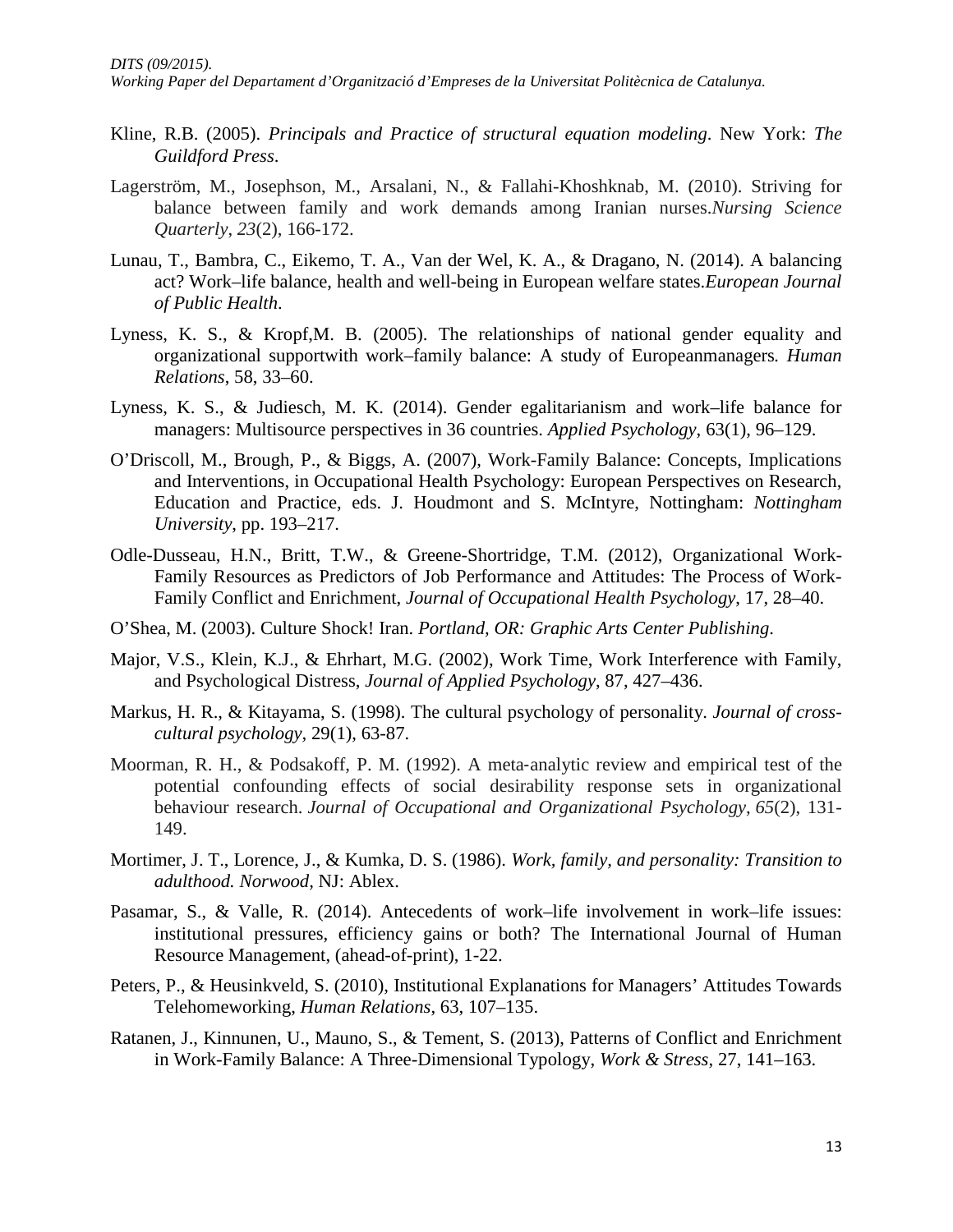Kline, R.B. (2005). *Principals and Practice of structural equation modeling*. New York: *The Guildford Press*.

Lagerström, M., Josephson, M., Arsalani, N., & Fallahi-Khoshknab, M. (2010). Striving for balance between family and work demands among Iranian nurses.*Nursing Science Quarterly*, *23*(2), 166-172.

Lunau, T., Bambra, C., Eikemo, T. A., Van der Wel, K. A., & Dragano, N. (2014). A balancing act? Work–life balance, health and well-being in European welfare states.*European Journal of Public Health*.

Lyness, K. S., & Kropf,M. B. (2005). The relationships of national gender equality and organizational supportwith work–family balance: A study of Europeanmanagers*. Human Relations*, 58, 33–60.

Lyness, K. S., & Judiesch, M. K. (2014). Gender egalitarianism and work–life balance for managers: Multisource perspectives in 36 countries. *Applied Psychology*, 63(1), 96–129.

O'Driscoll, M., Brough, P., & Biggs, A. (2007), Work-Family Balance: Concepts, Implications and Interventions, in Occupational Health Psychology: European Perspectives on Research, Education and Practice, eds. J. Houdmont and S. McIntyre, Nottingham: *Nottingham University*, pp. 193–217.

Odle-Dusseau, H.N., Britt, T.W., & Greene-Shortridge, T.M. (2012), Organizational Work-Family Resources as Predictors of Job Performance and Attitudes: The Process of Work-Family Conflict and Enrichment, *Journal of Occupational Health Psychology*, 17, 28–40.

O'Shea, M. (2003). Culture Shock! Iran. *Portland, OR: Graphic Arts Center Publishing*.

Major, V.S., Klein, K.J., & Ehrhart, M.G. (2002), Work Time, Work Interference with Family, and Psychological Distress, *Journal of Applied Psychology*, 87, 427–436.

Markus, H. R., & Kitayama, S. (1998). The cultural psychology of personality. *Journal of cross-cultural psychology*, 29(1), 63-87.

Moorman, R. H., & Podsakoff, P. M. (1992). A meta‐analytic review and empirical test of the potential confounding effects of social desirability response sets in organizational behaviour research. *Journal of Occupational and Organizational Psychology*, *65*(2), 131-149.

Mortimer, J. T., Lorence, J., & Kumka, D. S. (1986). *Work, family, and personality: Transition to adulthood. Norwood*, NJ: Ablex.

Pasamar, S., & Valle, R. (2014). Antecedents of work–life involvement in work–life issues: institutional pressures, efficiency gains or both? The International Journal of Human Resource Management, (ahead-of-print), 1-22.

Peters, P., & Heusinkveld, S. (2010), Institutional Explanations for Managers' Attitudes Towards Telehomeworking, *Human Relations*, 63, 107–135.

Ratanen, J., Kinnunen, U., Mauno, S., & Tement, S. (2013), Patterns of Conflict and Enrichment in Work-Family Balance: A Three-Dimensional Typology, *Work & Stress*, 27, 141–163.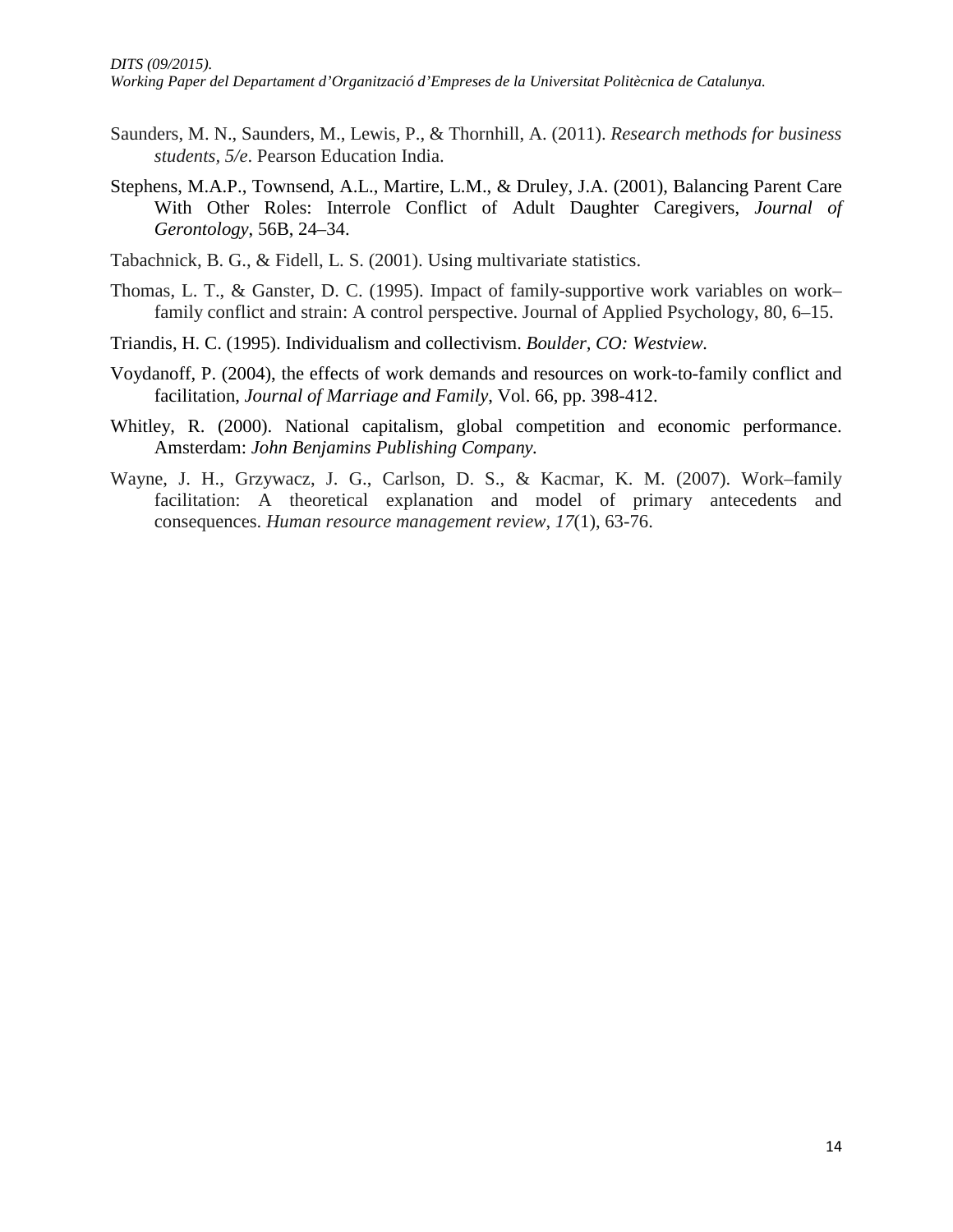Saunders, M. N., Saunders, M., Lewis, P., & Thornhill, A. (2011). *Research methods for business students, 5/e*. Pearson Education India.

Stephens, M.A.P., Townsend, A.L., Martire, L.M., & Druley, J.A. (2001), Balancing Parent Care With Other Roles: Interrole Conflict of Adult Daughter Caregivers, *Journal of Gerontology*, 56B, 24–34.

Tabachnick, B. G., & Fidell, L. S. (2001). Using multivariate statistics.

Thomas, L. T., & Ganster, D. C. (1995). Impact of family-supportive work variables on work–family conflict and strain: A control perspective. Journal of Applied Psychology, 80, 6–15.

Triandis, H. C. (1995). Individualism and collectivism. *Boulder, CO: Westview.*

Voydanoff, P. (2004), the effects of work demands and resources on work-to-family conflict and facilitation, *Journal of Marriage and Family*, Vol. 66, pp. 398-412.

Whitley, R. (2000). National capitalism, global competition and economic performance. Amsterdam: *John Benjamins Publishing Company.*

Wayne, J. H., Grzywacz, J. G., Carlson, D. S., & Kacmar, K. M. (2007). Work–family facilitation: A theoretical explanation and model of primary antecedents and consequences. *Human resource management review*, *17*(1), 63-76.